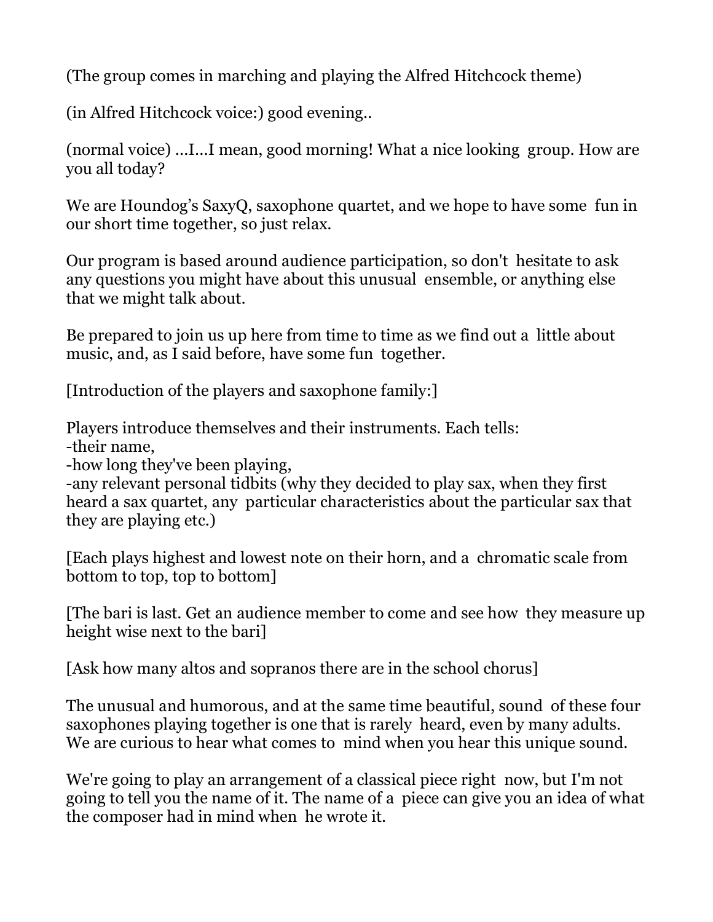(The group comes in marching and playing the Alfred Hitchcock theme)

(in Alfred Hitchcock voice:) good evening..

(normal voice) ...I...I mean, good morning! What a nice looking group. How are you all today?

We are Houndog's SaxyQ, saxophone quartet, and we hope to have some fun in our short time together, so just relax.

Our program is based around audience participation, so don't hesitate to ask any questions you might have about this unusual ensemble, or anything else that we might talk about.

Be prepared to join us up here from time to time as we find out a little about music, and, as I said before, have some fun together.

[Introduction of the players and saxophone family:]

Players introduce themselves and their instruments. Each tells:
-their name,
-how long they've been playing,
-any relevant personal tidbits (why they decided to play sax, when they first heard a sax quartet, any particular characteristics about the particular sax that they are playing etc.)

[Each plays highest and lowest note on their horn, and a chromatic scale from bottom to top, top to bottom]

[The bari is last. Get an audience member to come and see how they measure up height wise next to the bari]

[Ask how many altos and sopranos there are in the school chorus]

The unusual and humorous, and at the same time beautiful, sound of these four saxophones playing together is one that is rarely heard, even by many adults. We are curious to hear what comes to mind when you hear this unique sound.

We're going to play an arrangement of a classical piece right now, but I'm not going to tell you the name of it. The name of a piece can give you an idea of what the composer had in mind when he wrote it.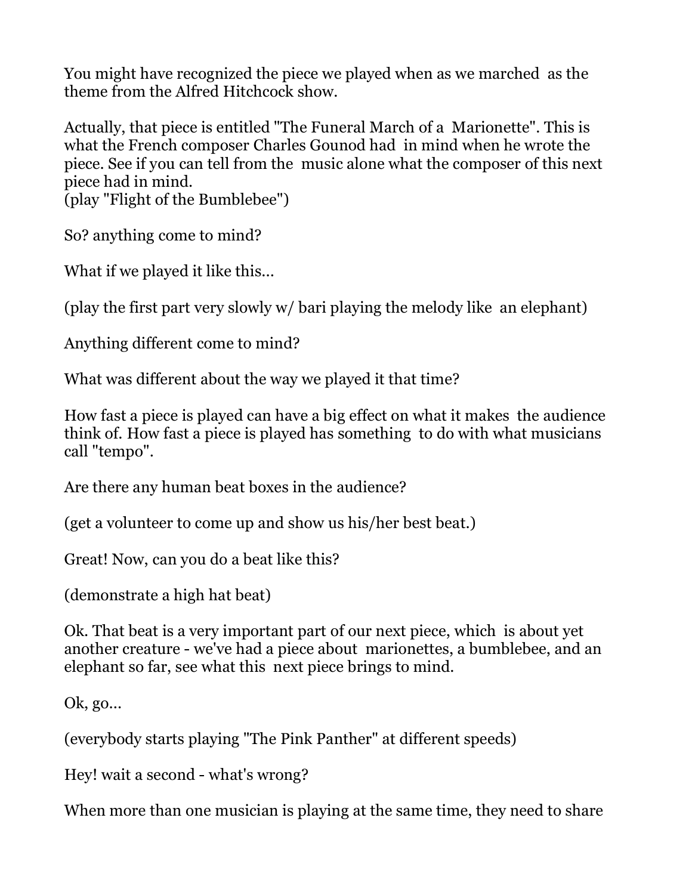You might have recognized the piece we played when as we marched as the theme from the Alfred Hitchcock show.

Actually, that piece is entitled "The Funeral March of a Marionette". This is what the French composer Charles Gounod had in mind when he wrote the piece. See if you can tell from the music alone what the composer of this next piece had in mind.
(play "Flight of the Bumblebee")

So? anything come to mind?

What if we played it like this...

(play the first part very slowly w/ bari playing the melody like an elephant)

Anything different come to mind?

What was different about the way we played it that time?

How fast a piece is played can have a big effect on what it makes the audience think of. How fast a piece is played has something to do with what musicians call "tempo".

Are there any human beat boxes in the audience?

(get a volunteer to come up and show us his/her best beat.)

Great! Now, can you do a beat like this?

(demonstrate a high hat beat)

Ok. That beat is a very important part of our next piece, which is about yet another creature - we've had a piece about marionettes, a bumblebee, and an elephant so far, see what this next piece brings to mind.

Ok, go...

(everybody starts playing "The Pink Panther" at different speeds)

Hey! wait a second - what's wrong?

When more than one musician is playing at the same time, they need to share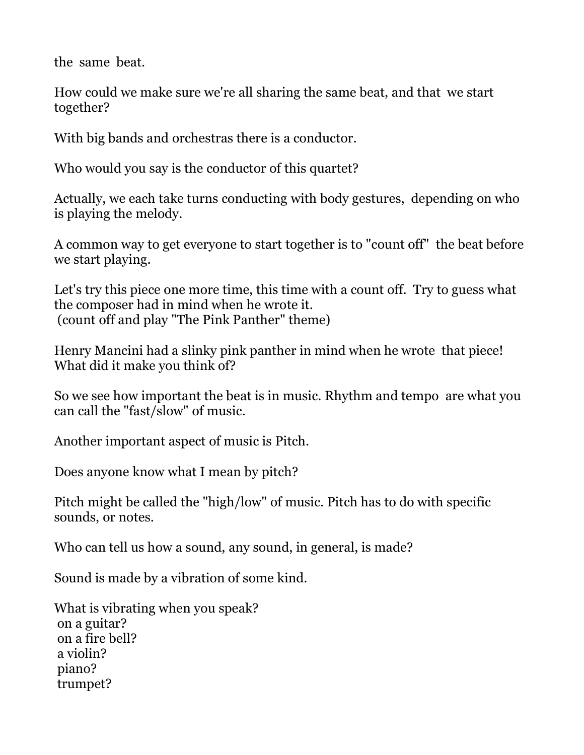the same beat.

How could we make sure we're all sharing the same beat, and that we start together?

With big bands and orchestras there is a conductor.

Who would you say is the conductor of this quartet?

Actually, we each take turns conducting with body gestures, depending on who is playing the melody.

A common way to get everyone to start together is to "count off" the beat before we start playing.

Let's try this piece one more time, this time with a count off. Try to guess what the composer had in mind when he wrote it.
(count off and play "The Pink Panther" theme)

Henry Mancini had a slinky pink panther in mind when he wrote that piece! What did it make you think of?

So we see how important the beat is in music. Rhythm and tempo are what you can call the "fast/slow" of music.

Another important aspect of music is Pitch.

Does anyone know what I mean by pitch?

Pitch might be called the "high/low" of music. Pitch has to do with specific sounds, or notes.

Who can tell us how a sound, any sound, in general, is made?

Sound is made by a vibration of some kind.

What is vibrating when you speak?
on a guitar?
on a fire bell?
a violin?
piano?
trumpet?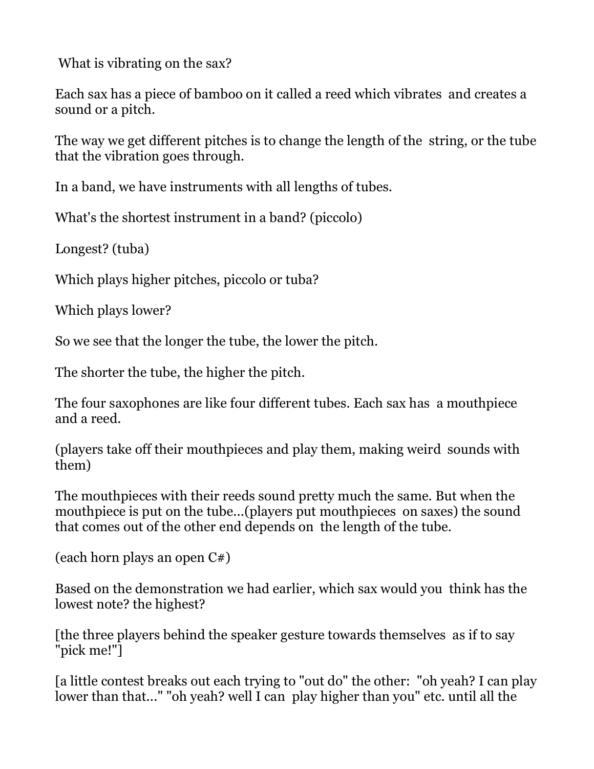What is vibrating on the sax?

Each sax has a piece of bamboo on it called a reed which vibrates and creates a sound or a pitch.

The way we get different pitches is to change the length of the string, or the tube that the vibration goes through.

In a band, we have instruments with all lengths of tubes.

What's the shortest instrument in a band? (piccolo)

Longest? (tuba)

Which plays higher pitches, piccolo or tuba?

Which plays lower?

So we see that the longer the tube, the lower the pitch.

The shorter the tube, the higher the pitch.

The four saxophones are like four different tubes. Each sax has a mouthpiece and a reed.

(players take off their mouthpieces and play them, making weird sounds with them)

The mouthpieces with their reeds sound pretty much the same. But when the mouthpiece is put on the tube...(players put mouthpieces on saxes) the sound that comes out of the other end depends on the length of the tube.

(each horn plays an open C#)

Based on the demonstration we had earlier, which sax would you think has the lowest note? the highest?

[the three players behind the speaker gesture towards themselves as if to say "pick me!"]

[a little contest breaks out each trying to "out do" the other: "oh yeah? I can play lower than that..." "oh yeah? well I can play higher than you" etc. until all the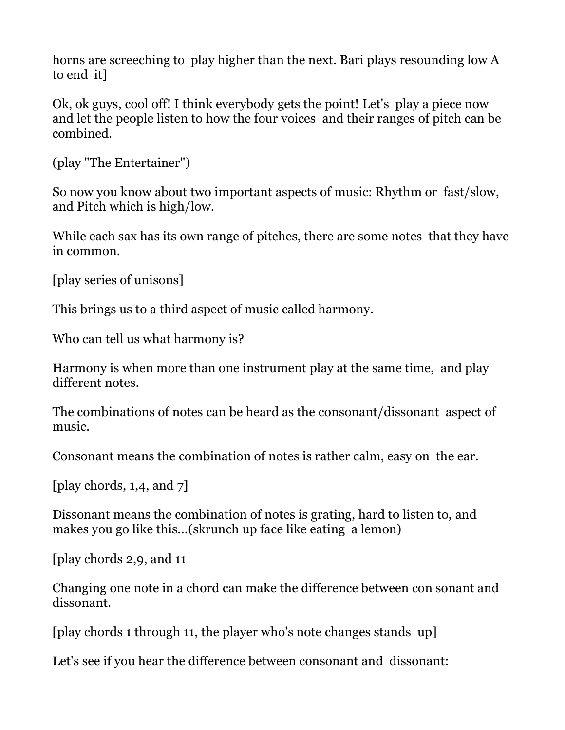horns are screeching to play higher than the next. Bari plays resounding low A to end it]

Ok, ok guys, cool off! I think everybody gets the point! Let's play a piece now and let the people listen to how the four voices and their ranges of pitch can be combined.

(play "The Entertainer")

So now you know about two important aspects of music: Rhythm or fast/slow, and Pitch which is high/low.

While each sax has its own range of pitches, there are some notes that they have in common.

[play series of unisons]

This brings us to a third aspect of music called harmony.

Who can tell us what harmony is?

Harmony is when more than one instrument play at the same time, and play different notes.

The combinations of notes can be heard as the consonant/dissonant aspect of music.

Consonant means the combination of notes is rather calm, easy on the ear.

[play chords, 1,4, and 7]

Dissonant means the combination of notes is grating, hard to listen to, and makes you go like this...(skrunch up face like eating a lemon)

[play chords 2,9, and 11

Changing one note in a chord can make the difference between con sonant and dissonant.

[play chords 1 through 11, the player who's note changes stands up]

Let's see if you hear the difference between consonant and dissonant: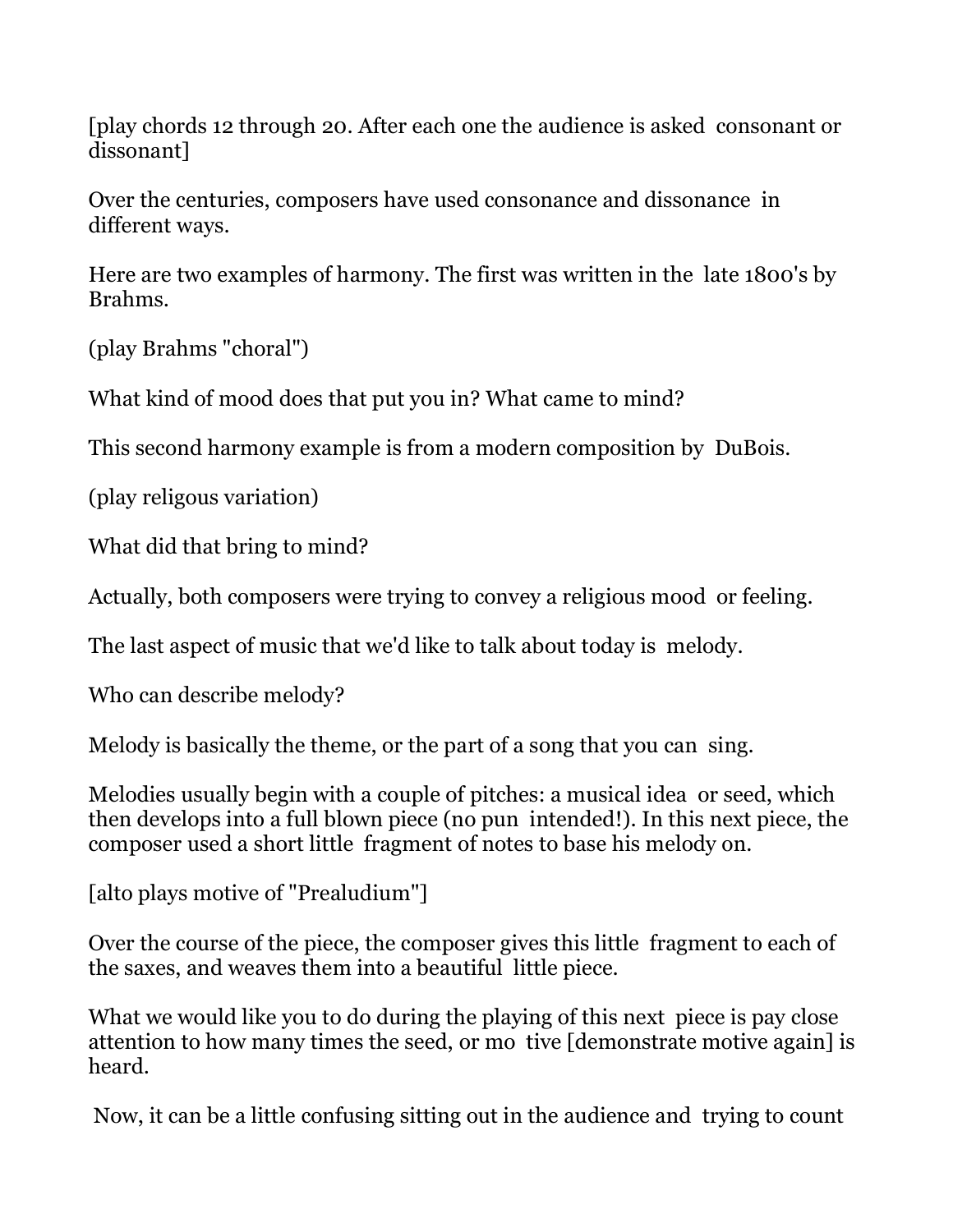[play chords 12 through 20. After each one the audience is asked consonant or dissonant]

Over the centuries, composers have used consonance and dissonance in different ways.

Here are two examples of harmony. The first was written in the late 1800's by Brahms.

(play Brahms "choral")

What kind of mood does that put you in? What came to mind?

This second harmony example is from a modern composition by DuBois.

(play religous variation)

What did that bring to mind?

Actually, both composers were trying to convey a religious mood or feeling.

The last aspect of music that we'd like to talk about today is melody.

Who can describe melody?

Melody is basically the theme, or the part of a song that you can sing.

Melodies usually begin with a couple of pitches: a musical idea or seed, which then develops into a full blown piece (no pun intended!). In this next piece, the composer used a short little fragment of notes to base his melody on.

[alto plays motive of "Prealudium"]

Over the course of the piece, the composer gives this little fragment to each of the saxes, and weaves them into a beautiful little piece.

What we would like you to do during the playing of this next piece is pay close attention to how many times the seed, or mo tive [demonstrate motive again] is heard.

Now, it can be a little confusing sitting out in the audience and trying to count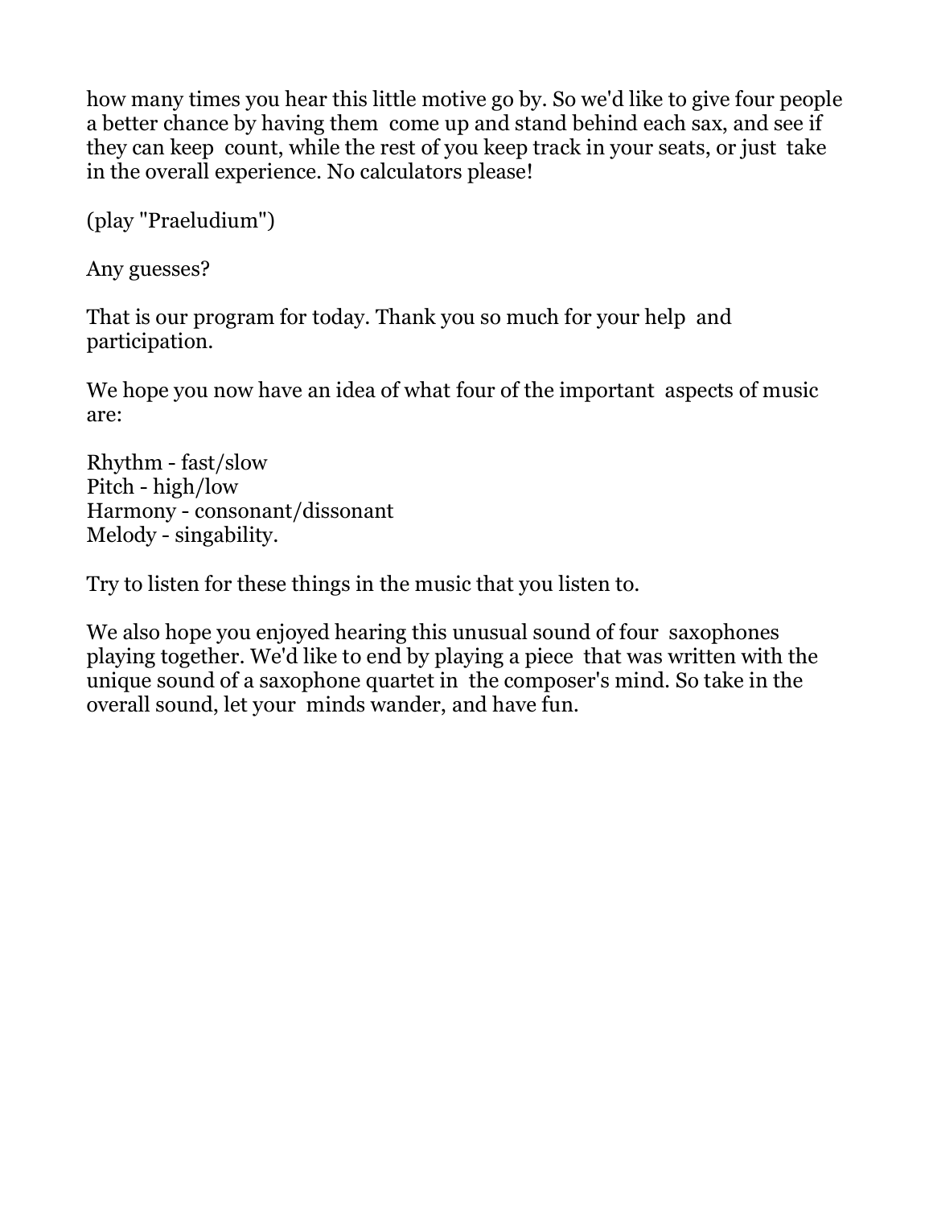how many times you hear this little motive go by. So we'd like to give four people a better chance by having them come up and stand behind each sax, and see if they can keep count, while the rest of you keep track in your seats, or just take in the overall experience. No calculators please!

(play "Praeludium")

Any guesses?

That is our program for today. Thank you so much for your help and participation.

We hope you now have an idea of what four of the important aspects of music are:

Rhythm - fast/slow
Pitch - high/low
Harmony - consonant/dissonant
Melody - singability.

Try to listen for these things in the music that you listen to.

We also hope you enjoyed hearing this unusual sound of four saxophones playing together. We'd like to end by playing a piece that was written with the unique sound of a saxophone quartet in the composer's mind. So take in the overall sound, let your minds wander, and have fun.